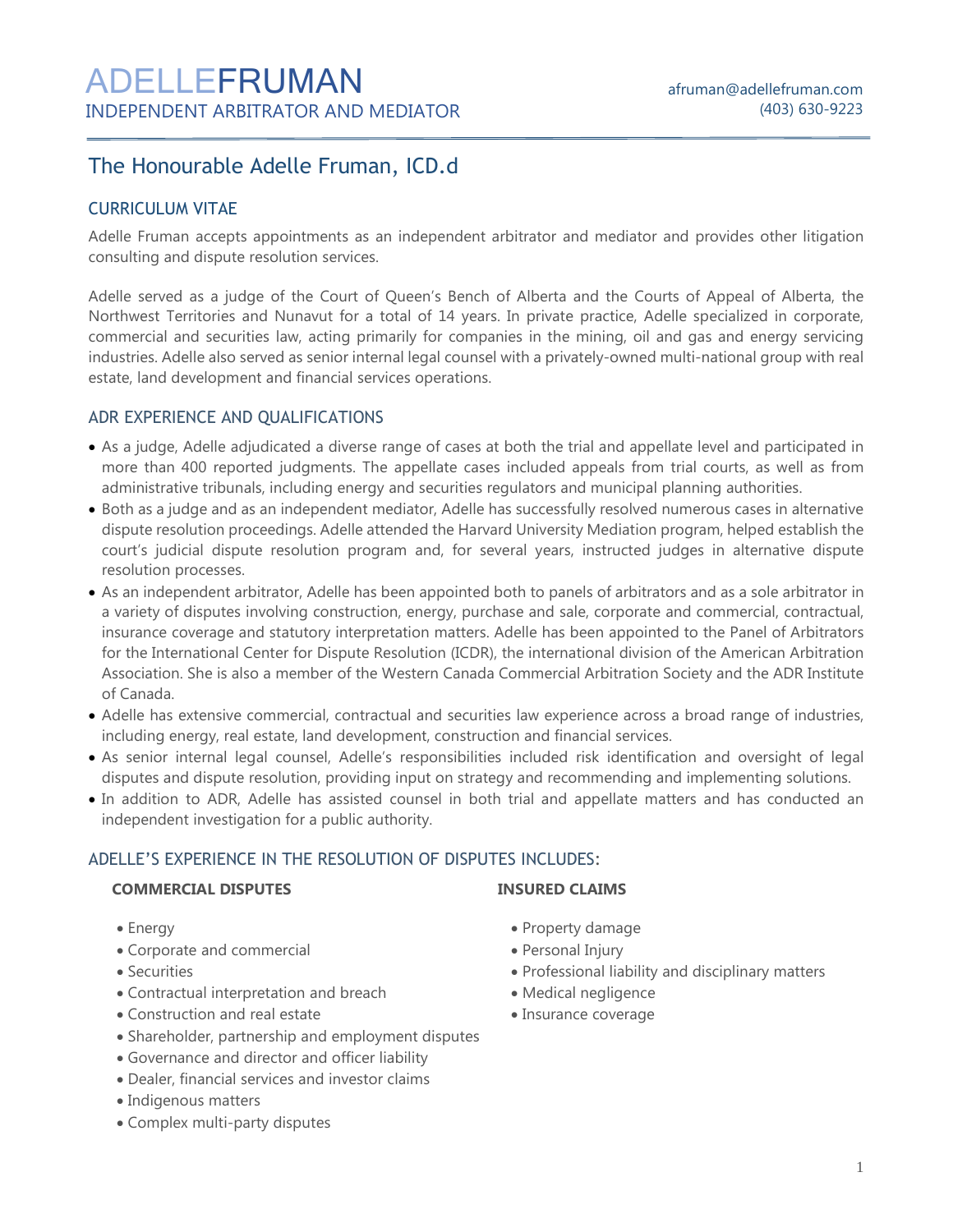# ADELLEFRUMAN

INDEPENDENT ARBITRATOR AND MEDIATOR

afruman@adellefruman.com
(403) 630-9223

## The Honourable Adelle Fruman, ICD.d

### CURRICULUM VITAE

Adelle Fruman accepts appointments as an independent arbitrator and mediator and provides other litigation consulting and dispute resolution services.

Adelle served as a judge of the Court of Queen's Bench of Alberta and the Courts of Appeal of Alberta, the Northwest Territories and Nunavut for a total of 14 years. In private practice, Adelle specialized in corporate, commercial and securities law, acting primarily for companies in the mining, oil and gas and energy servicing industries. Adelle also served as senior internal legal counsel with a privately-owned multi-national group with real estate, land development and financial services operations.

### ADR EXPERIENCE AND QUALIFICATIONS

- As a judge, Adelle adjudicated a diverse range of cases at both the trial and appellate level and participated in more than 400 reported judgments. The appellate cases included appeals from trial courts, as well as from administrative tribunals, including energy and securities regulators and municipal planning authorities.
- Both as a judge and as an independent mediator, Adelle has successfully resolved numerous cases in alternative dispute resolution proceedings. Adelle attended the Harvard University Mediation program, helped establish the court's judicial dispute resolution program and, for several years, instructed judges in alternative dispute resolution processes.
- As an independent arbitrator, Adelle has been appointed both to panels of arbitrators and as a sole arbitrator in a variety of disputes involving construction, energy, purchase and sale, corporate and commercial, contractual, insurance coverage and statutory interpretation matters. Adelle has been appointed to the Panel of Arbitrators for the International Center for Dispute Resolution (ICDR), the international division of the American Arbitration Association. She is also a member of the Western Canada Commercial Arbitration Society and the ADR Institute of Canada.
- Adelle has extensive commercial, contractual and securities law experience across a broad range of industries, including energy, real estate, land development, construction and financial services.
- As senior internal legal counsel, Adelle's responsibilities included risk identification and oversight of legal disputes and dispute resolution, providing input on strategy and recommending and implementing solutions.
- In addition to ADR, Adelle has assisted counsel in both trial and appellate matters and has conducted an independent investigation for a public authority.

### ADELLE'S EXPERIENCE IN THE RESOLUTION OF DISPUTES INCLUDES:

**COMMERCIAL DISPUTES**

- Energy
- Corporate and commercial
- Securities
- Contractual interpretation and breach
- Construction and real estate
- Shareholder, partnership and employment disputes
- Governance and director and officer liability
- Dealer, financial services and investor claims
- Indigenous matters
- Complex multi-party disputes

**INSURED CLAIMS**

- Property damage
- Personal Injury
- Professional liability and disciplinary matters
- Medical negligence
- Insurance coverage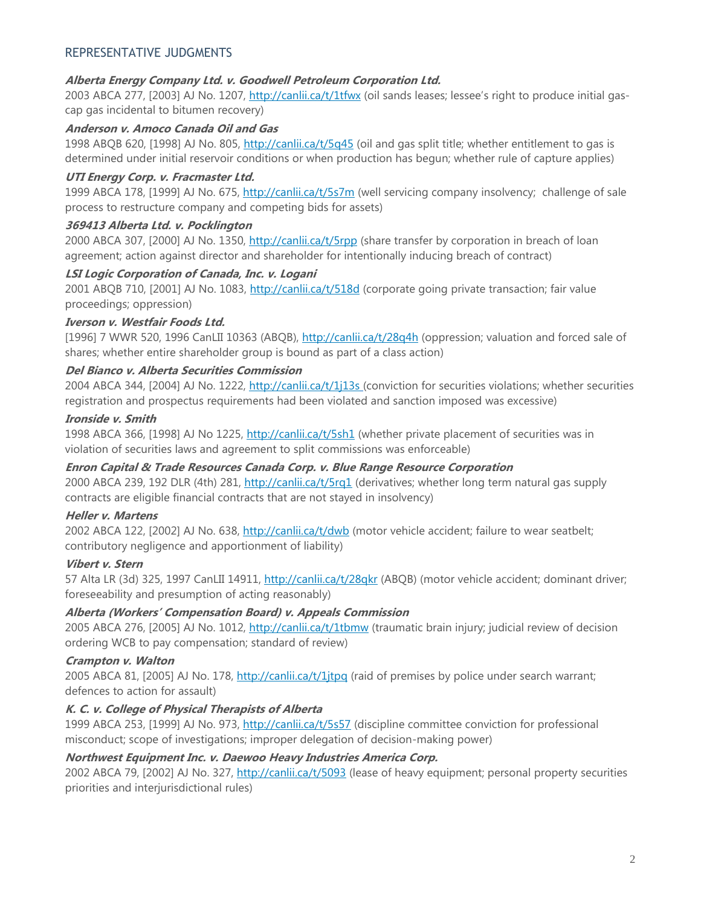## REPRESENTATIVE JUDGMENTS

***Alberta Energy Company Ltd. v. Goodwell Petroleum Corporation Ltd.***
2003 ABCA 277, [2003] AJ No. 1207, http://canlii.ca/t/1tfwx (oil sands leases; lessee's right to produce initial gas-cap gas incidental to bitumen recovery)

***Anderson v. Amoco Canada Oil and Gas***
1998 ABQB 620, [1998] AJ No. 805, http://canlii.ca/t/5q45 (oil and gas split title; whether entitlement to gas is determined under initial reservoir conditions or when production has begun; whether rule of capture applies)

***UTI Energy Corp. v. Fracmaster Ltd.***
1999 ABCA 178, [1999] AJ No. 675, http://canlii.ca/t/5s7m (well servicing company insolvency; challenge of sale process to restructure company and competing bids for assets)

***369413 Alberta Ltd. v. Pocklington***
2000 ABCA 307, [2000] AJ No. 1350, http://canlii.ca/t/5rpp (share transfer by corporation in breach of loan agreement; action against director and shareholder for intentionally inducing breach of contract)

***LSI Logic Corporation of Canada, Inc. v. Logani***
2001 ABQB 710, [2001] AJ No. 1083, http://canlii.ca/t/518d (corporate going private transaction; fair value proceedings; oppression)

***Iverson v. Westfair Foods Ltd.***
[1996] 7 WWR 520, 1996 CanLII 10363 (ABQB), http://canlii.ca/t/28q4h (oppression; valuation and forced sale of shares; whether entire shareholder group is bound as part of a class action)

***Del Bianco v. Alberta Securities Commission***
2004 ABCA 344, [2004] AJ No. 1222, http://canlii.ca/t/1j13s (conviction for securities violations; whether securities registration and prospectus requirements had been violated and sanction imposed was excessive)

***Ironside v. Smith***
1998 ABCA 366, [1998] AJ No 1225, http://canlii.ca/t/5sh1 (whether private placement of securities was in violation of securities laws and agreement to split commissions was enforceable)

***Enron Capital & Trade Resources Canada Corp. v. Blue Range Resource Corporation***
2000 ABCA 239, 192 DLR (4th) 281, http://canlii.ca/t/5rq1 (derivatives; whether long term natural gas supply contracts are eligible financial contracts that are not stayed in insolvency)

***Heller v. Martens***
2002 ABCA 122, [2002] AJ No. 638, http://canlii.ca/t/dwb (motor vehicle accident; failure to wear seatbelt; contributory negligence and apportionment of liability)

***Vibert v. Stern***
57 Alta LR (3d) 325, 1997 CanLII 14911, http://canlii.ca/t/28qkr (ABQB) (motor vehicle accident; dominant driver; foreseeability and presumption of acting reasonably)

***Alberta (Workers' Compensation Board) v. Appeals Commission***
2005 ABCA 276, [2005] AJ No. 1012, http://canlii.ca/t/1tbmw (traumatic brain injury; judicial review of decision ordering WCB to pay compensation; standard of review)

***Crampton v. Walton***
2005 ABCA 81, [2005] AJ No. 178, http://canlii.ca/t/1jtpq (raid of premises by police under search warrant; defences to action for assault)

***K. C. v. College of Physical Therapists of Alberta***
1999 ABCA 253, [1999] AJ No. 973, http://canlii.ca/t/5s57 (discipline committee conviction for professional misconduct; scope of investigations; improper delegation of decision-making power)

***Northwest Equipment Inc. v. Daewoo Heavy Industries America Corp.***
2002 ABCA 79, [2002] AJ No. 327, http://canlii.ca/t/5093 (lease of heavy equipment; personal property securities priorities and interjurisdictional rules)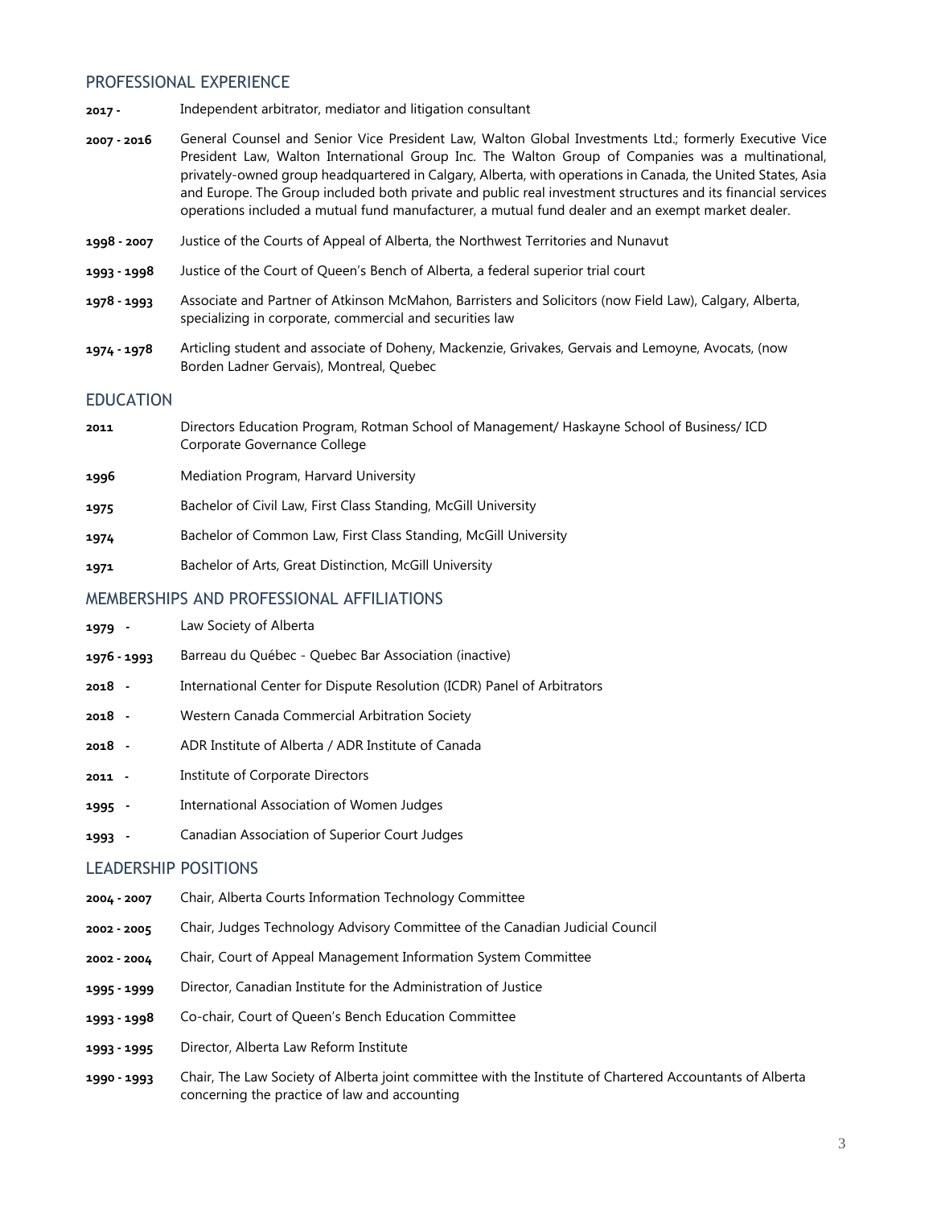## PROFESSIONAL EXPERIENCE

| | |
|---|---|
| **2017 -** | Independent arbitrator, mediator and litigation consultant |
| **2007 - 2016** | General Counsel and Senior Vice President Law, Walton Global Investments Ltd.; formerly Executive Vice President Law, Walton International Group Inc. The Walton Group of Companies was a multinational, privately-owned group headquartered in Calgary, Alberta, with operations in Canada, the United States, Asia and Europe. The Group included both private and public real investment structures and its financial services operations included a mutual fund manufacturer, a mutual fund dealer and an exempt market dealer. |
| **1998 - 2007** | Justice of the Courts of Appeal of Alberta, the Northwest Territories and Nunavut |
| **1993 - 1998** | Justice of the Court of Queen's Bench of Alberta, a federal superior trial court |
| **1978 - 1993** | Associate and Partner of Atkinson McMahon, Barristers and Solicitors (now Field Law), Calgary, Alberta, specializing in corporate, commercial and securities law |
| **1974 - 1978** | Articling student and associate of Doheny, Mackenzie, Grivakes, Gervais and Lemoyne, Avocats, (now Borden Ladner Gervais), Montreal, Quebec |

## EDUCATION

| | |
|---|---|
| **2011** | Directors Education Program, Rotman School of Management/ Haskayne School of Business/ ICD Corporate Governance College |
| **1996** | Mediation Program, Harvard University |
| **1975** | Bachelor of Civil Law, First Class Standing, McGill University |
| **1974** | Bachelor of Common Law, First Class Standing, McGill University |
| **1971** | Bachelor of Arts, Great Distinction, McGill University |

## MEMBERSHIPS AND PROFESSIONAL AFFILIATIONS

| | |
|---|---|
| **1979 -** | Law Society of Alberta |
| **1976 - 1993** | Barreau du Québec - Quebec Bar Association (inactive) |
| **2018 -** | International Center for Dispute Resolution (ICDR) Panel of Arbitrators |
| **2018 -** | Western Canada Commercial Arbitration Society |
| **2018 -** | ADR Institute of Alberta / ADR Institute of Canada |
| **2011 -** | Institute of Corporate Directors |
| **1995 -** | International Association of Women Judges |
| **1993 -** | Canadian Association of Superior Court Judges |

## LEADERSHIP POSITIONS

| | |
|---|---|
| **2004 - 2007** | Chair, Alberta Courts Information Technology Committee |
| **2002 - 2005** | Chair, Judges Technology Advisory Committee of the Canadian Judicial Council |
| **2002 - 2004** | Chair, Court of Appeal Management Information System Committee |
| **1995 - 1999** | Director, Canadian Institute for the Administration of Justice |
| **1993 - 1998** | Co-chair, Court of Queen's Bench Education Committee |
| **1993 - 1995** | Director, Alberta Law Reform Institute |
| **1990 - 1993** | Chair, The Law Society of Alberta joint committee with the Institute of Chartered Accountants of Alberta concerning the practice of law and accounting |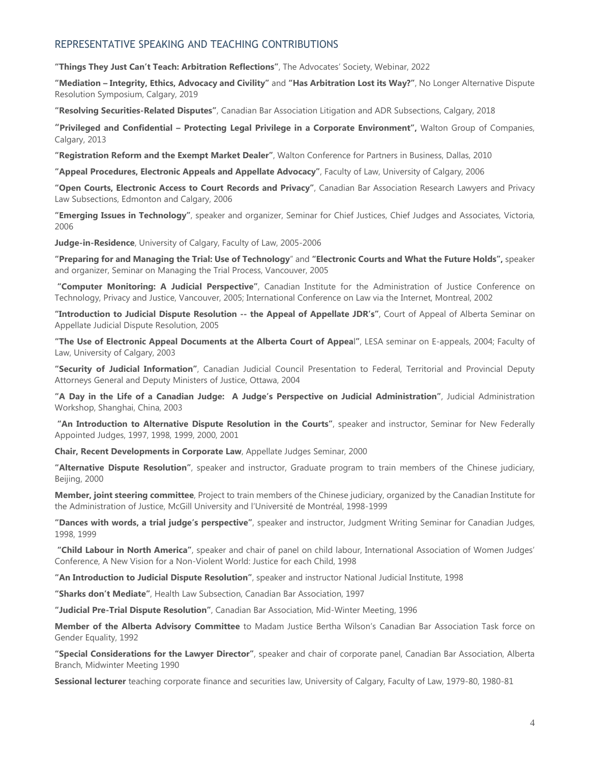## REPRESENTATIVE SPEAKING AND TEACHING CONTRIBUTIONS

**"Things They Just Can't Teach: Arbitration Reflections"**, The Advocates' Society, Webinar, 2022

**"Mediation – Integrity, Ethics, Advocacy and Civility"** and **"Has Arbitration Lost its Way?"**, No Longer Alternative Dispute Resolution Symposium, Calgary, 2019

**"Resolving Securities-Related Disputes"**, Canadian Bar Association Litigation and ADR Subsections, Calgary, 2018

**"Privileged and Confidential – Protecting Legal Privilege in a Corporate Environment",** Walton Group of Companies, Calgary, 2013

**"Registration Reform and the Exempt Market Dealer"**, Walton Conference for Partners in Business, Dallas, 2010

**"Appeal Procedures, Electronic Appeals and Appellate Advocacy"**, Faculty of Law, University of Calgary, 2006

**"Open Courts, Electronic Access to Court Records and Privacy"**, Canadian Bar Association Research Lawyers and Privacy Law Subsections, Edmonton and Calgary, 2006

**"Emerging Issues in Technology"**, speaker and organizer, Seminar for Chief Justices, Chief Judges and Associates, Victoria, 2006

**Judge-in-Residence**, University of Calgary, Faculty of Law, 2005-2006

**"Preparing for and Managing the Trial: Use of Technology"** and **"Electronic Courts and What the Future Holds",** speaker and organizer, Seminar on Managing the Trial Process, Vancouver, 2005

**"Computer Monitoring: A Judicial Perspective"**, Canadian Institute for the Administration of Justice Conference on Technology, Privacy and Justice, Vancouver, 2005; International Conference on Law via the Internet, Montreal, 2002

**"Introduction to Judicial Dispute Resolution -- the Appeal of Appellate JDR's"**, Court of Appeal of Alberta Seminar on Appellate Judicial Dispute Resolution, 2005

**"The Use of Electronic Appeal Documents at the Alberta Court of Appeal"**, LESA seminar on E-appeals, 2004; Faculty of Law, University of Calgary, 2003

**"Security of Judicial Information"**, Canadian Judicial Council Presentation to Federal, Territorial and Provincial Deputy Attorneys General and Deputy Ministers of Justice, Ottawa, 2004

**"A Day in the Life of a Canadian Judge: A Judge's Perspective on Judicial Administration"**, Judicial Administration Workshop, Shanghai, China, 2003

**"An Introduction to Alternative Dispute Resolution in the Courts"**, speaker and instructor, Seminar for New Federally Appointed Judges, 1997, 1998, 1999, 2000, 2001

**Chair, Recent Developments in Corporate Law**, Appellate Judges Seminar, 2000

**"Alternative Dispute Resolution"**, speaker and instructor, Graduate program to train members of the Chinese judiciary, Beijing, 2000

**Member, joint steering committee**, Project to train members of the Chinese judiciary, organized by the Canadian Institute for the Administration of Justice, McGill University and l'Université de Montréal, 1998-1999

**"Dances with words, a trial judge's perspective"**, speaker and instructor, Judgment Writing Seminar for Canadian Judges, 1998, 1999

**"Child Labour in North America"**, speaker and chair of panel on child labour, International Association of Women Judges' Conference, A New Vision for a Non-Violent World: Justice for each Child, 1998

**"An Introduction to Judicial Dispute Resolution"**, speaker and instructor National Judicial Institute, 1998

**"Sharks don't Mediate"**, Health Law Subsection, Canadian Bar Association, 1997

**"Judicial Pre-Trial Dispute Resolution"**, Canadian Bar Association, Mid-Winter Meeting, 1996

**Member of the Alberta Advisory Committee** to Madam Justice Bertha Wilson's Canadian Bar Association Task force on Gender Equality, 1992

**"Special Considerations for the Lawyer Director"**, speaker and chair of corporate panel, Canadian Bar Association, Alberta Branch, Midwinter Meeting 1990

**Sessional lecturer** teaching corporate finance and securities law, University of Calgary, Faculty of Law, 1979-80, 1980-81